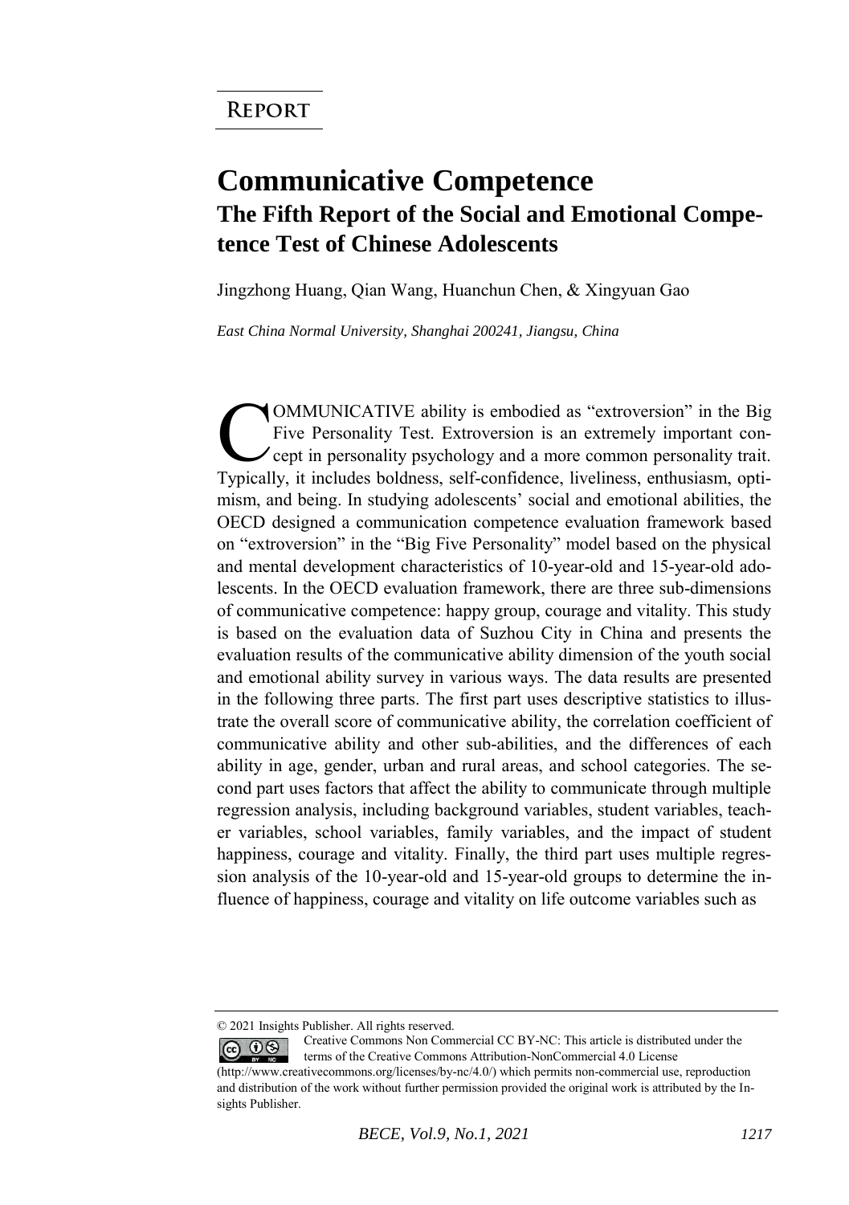**Report**

# Communicative Competence

## The Fifth Report of the Social and Emotional Competence Test of Chinese Adolescents

Jingzhong Huang, Qian Wang, Huanchun Chen, & Xingyuan Gao

*East China Normal University, Shanghai 200241, Jiangsu, China*

COMMUNICATIVE ability is embodied as "extroversion" in the Big Five Personality Test. Extroversion is an extremely important concept in personality psychology and a more common personality trait. Typically, it includes boldness, self-confidence, liveliness, enthusiasm, optimism, and being. In studying adolescents' social and emotional abilities, the OECD designed a communication competence evaluation framework based on "extroversion" in the "Big Five Personality" model based on the physical and mental development characteristics of 10-year-old and 15-year-old adolescents. In the OECD evaluation framework, there are three sub-dimensions of communicative competence: happy group, courage and vitality. This study is based on the evaluation data of Suzhou City in China and presents the evaluation results of the communicative ability dimension of the youth social and emotional ability survey in various ways. The data results are presented in the following three parts. The first part uses descriptive statistics to illustrate the overall score of communicative ability, the correlation coefficient of communicative ability and other sub-abilities, and the differences of each ability in age, gender, urban and rural areas, and school categories. The second part uses factors that affect the ability to communicate through multiple regression analysis, including background variables, student variables, teacher variables, school variables, family variables, and the impact of student happiness, courage and vitality. Finally, the third part uses multiple regression analysis of the 10-year-old and 15-year-old groups to determine the influence of happiness, courage and vitality on life outcome variables such as

---

© 2021 Insights Publisher. All rights reserved.

Creative Commons Non Commercial CC BY-NC: This article is distributed under the terms of the Creative Commons Attribution-NonCommercial 4.0 License (http://www.creativecommons.org/licenses/by-nc/4.0/) which permits non-commercial use, reproduction and distribution of the work without further permission provided the original work is attributed by the Insights Publisher.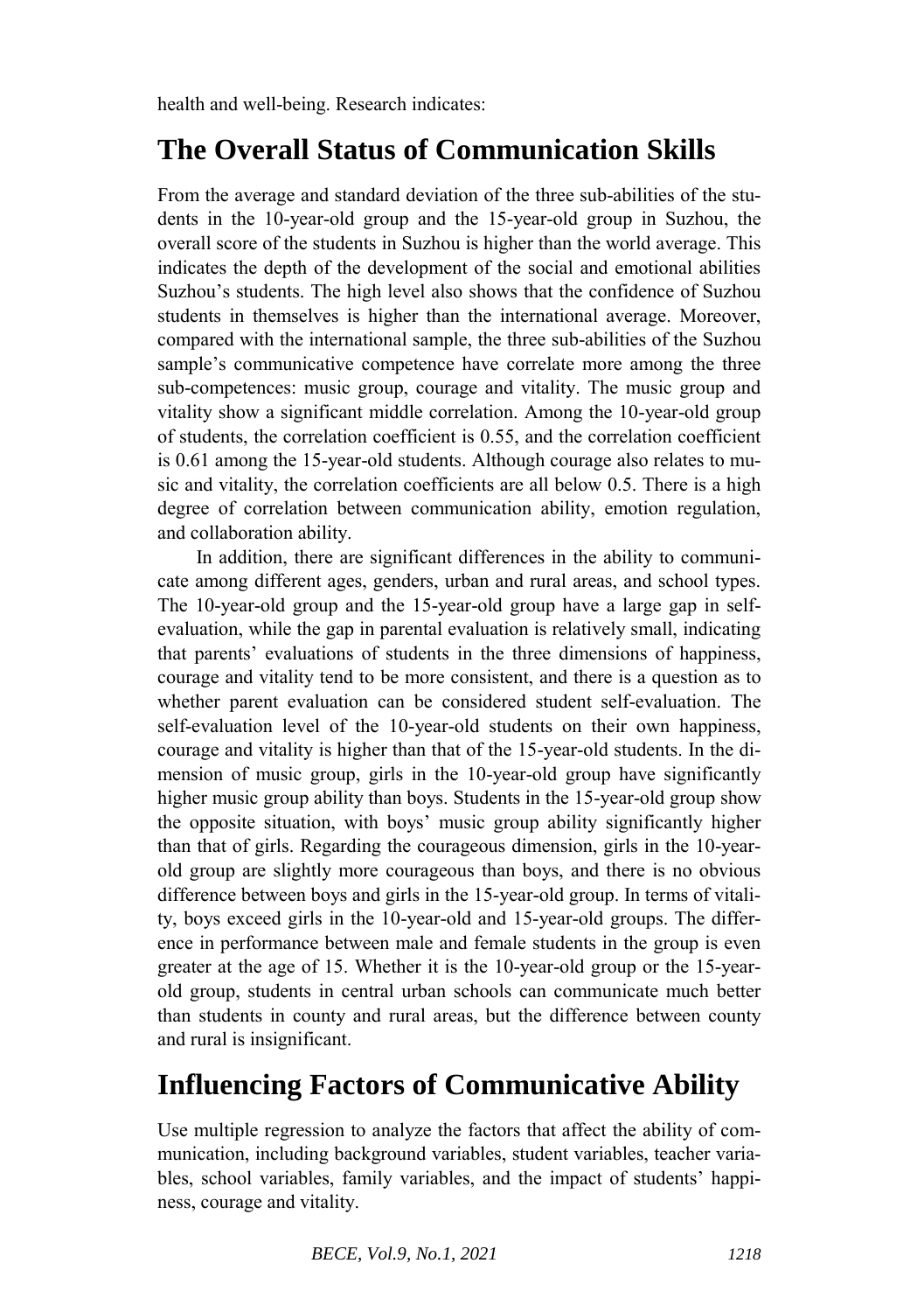health and well-being. Research indicates:

## The Overall Status of Communication Skills

From the average and standard deviation of the three sub-abilities of the students in the 10-year-old group and the 15-year-old group in Suzhou, the overall score of the students in Suzhou is higher than the world average. This indicates the depth of the development of the social and emotional abilities Suzhou's students. The high level also shows that the confidence of Suzhou students in themselves is higher than the international average. Moreover, compared with the international sample, the three sub-abilities of the Suzhou sample's communicative competence have correlate more among the three sub-competences: music group, courage and vitality. The music group and vitality show a significant middle correlation. Among the 10-year-old group of students, the correlation coefficient is 0.55, and the correlation coefficient is 0.61 among the 15-year-old students. Although courage also relates to music and vitality, the correlation coefficients are all below 0.5. There is a high degree of correlation between communication ability, emotion regulation, and collaboration ability.

In addition, there are significant differences in the ability to communicate among different ages, genders, urban and rural areas, and school types. The 10-year-old group and the 15-year-old group have a large gap in self-evaluation, while the gap in parental evaluation is relatively small, indicating that parents' evaluations of students in the three dimensions of happiness, courage and vitality tend to be more consistent, and there is a question as to whether parent evaluation can be considered student self-evaluation. The self-evaluation level of the 10-year-old students on their own happiness, courage and vitality is higher than that of the 15-year-old students. In the dimension of music group, girls in the 10-year-old group have significantly higher music group ability than boys. Students in the 15-year-old group show the opposite situation, with boys' music group ability significantly higher than that of girls. Regarding the courageous dimension, girls in the 10-year-old group are slightly more courageous than boys, and there is no obvious difference between boys and girls in the 15-year-old group. In terms of vitality, boys exceed girls in the 10-year-old and 15-year-old groups. The difference in performance between male and female students in the group is even greater at the age of 15. Whether it is the 10-year-old group or the 15-year-old group, students in central urban schools can communicate much better than students in county and rural areas, but the difference between county and rural is insignificant.

## Influencing Factors of Communicative Ability

Use multiple regression to analyze the factors that affect the ability of communication, including background variables, student variables, teacher variables, school variables, family variables, and the impact of students' happiness, courage and vitality.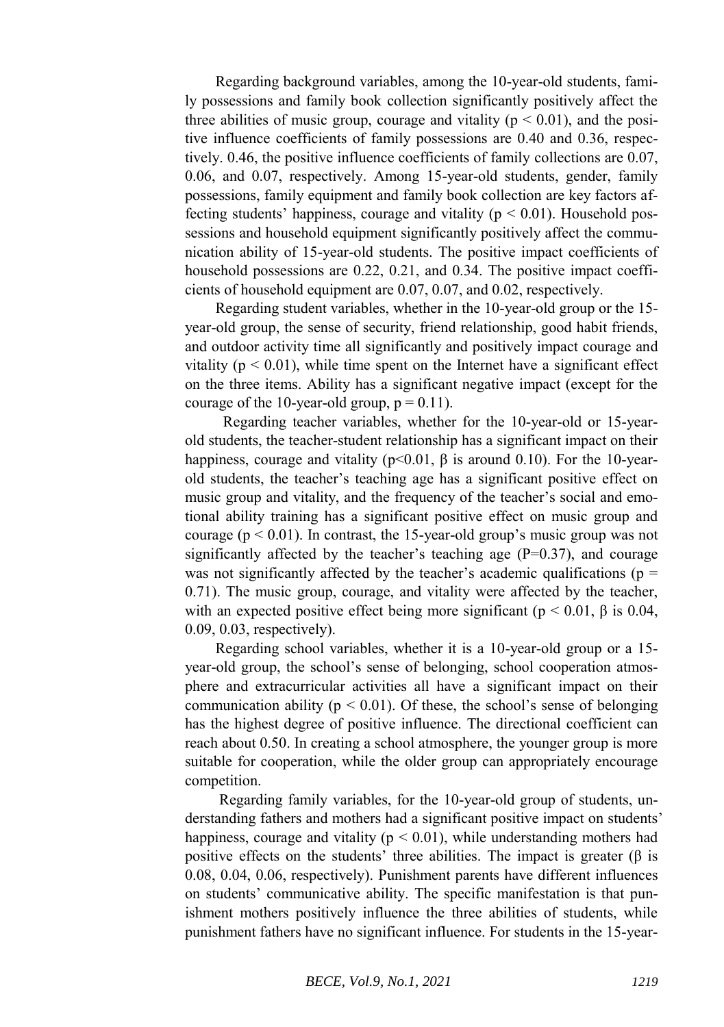Regarding background variables, among the 10-year-old students, family possessions and family book collection significantly positively affect the three abilities of music group, courage and vitality ($p < 0.01$), and the positive influence coefficients of family possessions are 0.40 and 0.36, respectively. 0.46, the positive influence coefficients of family collections are 0.07, 0.06, and 0.07, respectively. Among 15-year-old students, gender, family possessions, family equipment and family book collection are key factors affecting students' happiness, courage and vitality ($p < 0.01$). Household possessions and household equipment significantly positively affect the communication ability of 15-year-old students. The positive impact coefficients of household possessions are 0.22, 0.21, and 0.34. The positive impact coefficients of household equipment are 0.07, 0.07, and 0.02, respectively.

Regarding student variables, whether in the 10-year-old group or the 15-year-old group, the sense of security, friend relationship, good habit friends, and outdoor activity time all significantly and positively impact courage and vitality ($p < 0.01$), while time spent on the Internet have a significant effect on the three items. Ability has a significant negative impact (except for the courage of the 10-year-old group, $p = 0.11$).

Regarding teacher variables, whether for the 10-year-old or 15-year-old students, the teacher-student relationship has a significant impact on their happiness, courage and vitality ($p<0.01$, $\beta$ is around 0.10). For the 10-year-old students, the teacher's teaching age has a significant positive effect on music group and vitality, and the frequency of the teacher's social and emotional ability training has a significant positive effect on music group and courage ($p < 0.01$). In contrast, the 15-year-old group's music group was not significantly affected by the teacher's teaching age ($P=0.37$), and courage was not significantly affected by the teacher's academic qualifications ($p = 0.71$). The music group, courage, and vitality were affected by the teacher, with an expected positive effect being more significant ($p < 0.01$, $\beta$ is 0.04, 0.09, 0.03, respectively).

Regarding school variables, whether it is a 10-year-old group or a 15-year-old group, the school's sense of belonging, school cooperation atmosphere and extracurricular activities all have a significant impact on their communication ability ($p < 0.01$). Of these, the school's sense of belonging has the highest degree of positive influence. The directional coefficient can reach about 0.50. In creating a school atmosphere, the younger group is more suitable for cooperation, while the older group can appropriately encourage competition.

Regarding family variables, for the 10-year-old group of students, understanding fathers and mothers had a significant positive impact on students' happiness, courage and vitality ($p < 0.01$), while understanding mothers had positive effects on the students' three abilities. The impact is greater ($\beta$ is 0.08, 0.04, 0.06, respectively). Punishment parents have different influences on students' communicative ability. The specific manifestation is that punishment mothers positively influence the three abilities of students, while punishment fathers have no significant influence. For students in the 15-year-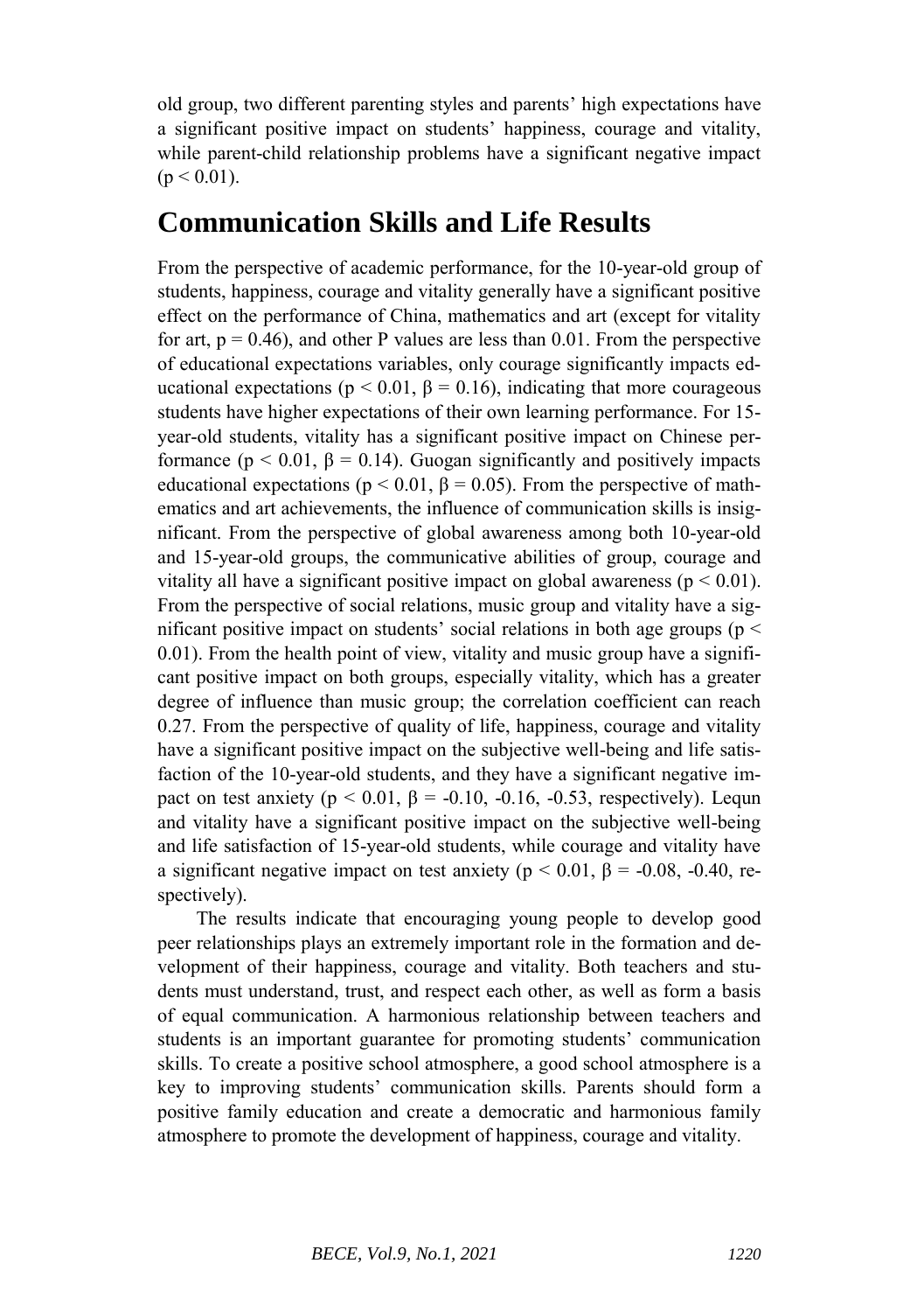old group, two different parenting styles and parents' high expectations have a significant positive impact on students' happiness, courage and vitality, while parent-child relationship problems have a significant negative impact ($p < 0.01$).

## Communication Skills and Life Results

From the perspective of academic performance, for the 10-year-old group of students, happiness, courage and vitality generally have a significant positive effect on the performance of China, mathematics and art (except for vitality for art, $p = 0.46$), and other P values are less than 0.01. From the perspective of educational expectations variables, only courage significantly impacts educational expectations ($p < 0.01$, $\beta = 0.16$), indicating that more courageous students have higher expectations of their own learning performance. For 15-year-old students, vitality has a significant positive impact on Chinese performance ($p < 0.01$, $\beta = 0.14$). Guogan significantly and positively impacts educational expectations ($p < 0.01$, $\beta = 0.05$). From the perspective of mathematics and art achievements, the influence of communication skills is insignificant. From the perspective of global awareness among both 10-year-old and 15-year-old groups, the communicative abilities of group, courage and vitality all have a significant positive impact on global awareness ($p < 0.01$). From the perspective of social relations, music group and vitality have a significant positive impact on students' social relations in both age groups ($p < 0.01$). From the health point of view, vitality and music group have a significant positive impact on both groups, especially vitality, which has a greater degree of influence than music group; the correlation coefficient can reach 0.27. From the perspective of quality of life, happiness, courage and vitality have a significant positive impact on the subjective well-being and life satisfaction of the 10-year-old students, and they have a significant negative impact on test anxiety ($p < 0.01$, $\beta = -0.10, -0.16, -0.53$, respectively). Lequn and vitality have a significant positive impact on the subjective well-being and life satisfaction of 15-year-old students, while courage and vitality have a significant negative impact on test anxiety ($p < 0.01$, $\beta = -0.08, -0.40$, respectively).

The results indicate that encouraging young people to develop good peer relationships plays an extremely important role in the formation and development of their happiness, courage and vitality. Both teachers and students must understand, trust, and respect each other, as well as form a basis of equal communication. A harmonious relationship between teachers and students is an important guarantee for promoting students' communication skills. To create a positive school atmosphere, a good school atmosphere is a key to improving students' communication skills. Parents should form a positive family education and create a democratic and harmonious family atmosphere to promote the development of happiness, courage and vitality.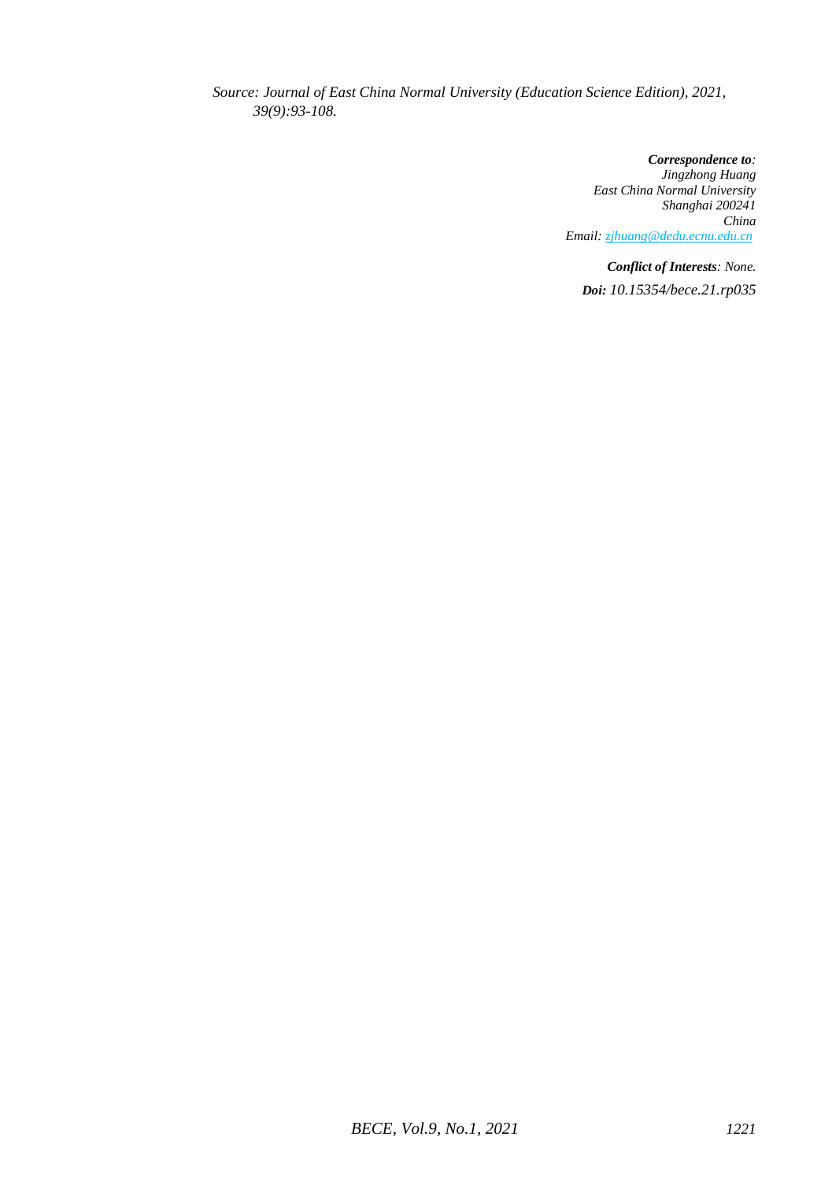*Source: Journal of East China Normal University (Education Science Edition), 2021, 39(9):93-108.*

***Correspondence to**:*
*Jingzhong Huang*
*East China Normal University*
*Shanghai 200241*
*China*
*Email: zjhuang@dedu.ecnu.edu.cn*

***Conflict of Interests**: None.*

***Doi:** 10.15354/bece.21.rp035*